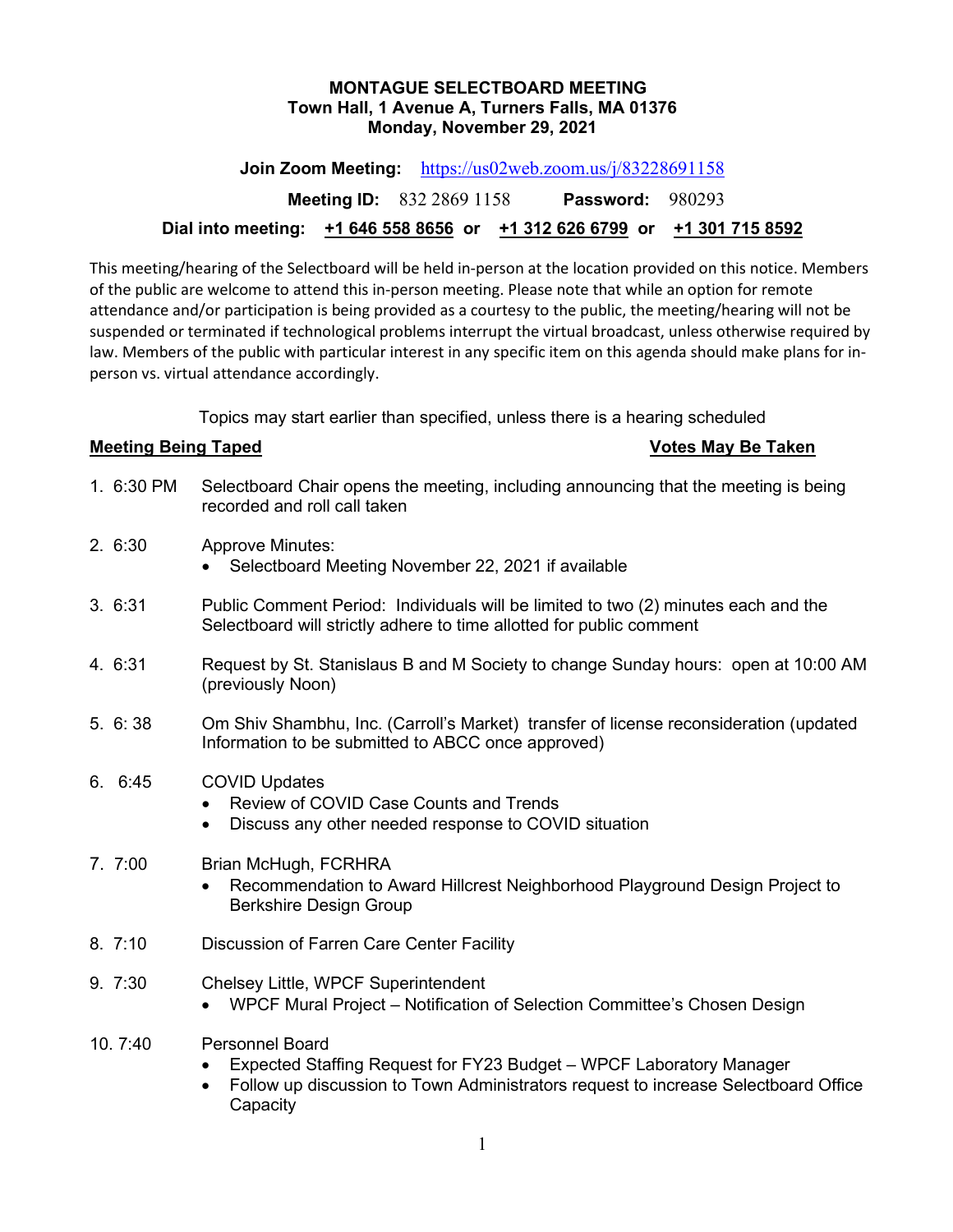# MONTAGUE SELECTBOARD MEETING

**Town Hall, 1 Avenue A, Turners Falls, MA 01376**
**Monday, November 29, 2021**

**Join Zoom Meeting:** https://us02web.zoom.us/j/83228691158

**Meeting ID:** 832 2869 1158 **Password:** 980293

**Dial into meeting:** **+1 646 558 8656** or **+1 312 626 6799** or **+1 301 715 8592**

This meeting/hearing of the Selectboard will be held in-person at the location provided on this notice. Members of the public are welcome to attend this in-person meeting. Please note that while an option for remote attendance and/or participation is being provided as a courtesy to the public, the meeting/hearing will not be suspended or terminated if technological problems interrupt the virtual broadcast, unless otherwise required by law. Members of the public with particular interest in any specific item on this agenda should make plans for in-person vs. virtual attendance accordingly.

Topics may start earlier than specified, unless there is a hearing scheduled

**Meeting Being Taped** **Votes May Be Taken**

1. 6:30 PM Selectboard Chair opens the meeting, including announcing that the meeting is being recorded and roll call taken
2. 6:30 Approve Minutes:
   - Selectboard Meeting November 22, 2021 if available
3. 6:31 Public Comment Period: Individuals will be limited to two (2) minutes each and the Selectboard will strictly adhere to time allotted for public comment
4. 6:31 Request by St. Stanislaus B and M Society to change Sunday hours: open at 10:00 AM (previously Noon)
5. 6: 38 Om Shiv Shambhu, Inc. (Carroll's Market) transfer of license reconsideration (updated Information to be submitted to ABCC once approved)
6. 6:45 COVID Updates
   - Review of COVID Case Counts and Trends
   - Discuss any other needed response to COVID situation
7. 7:00 Brian McHugh, FCRHRA
   - Recommendation to Award Hillcrest Neighborhood Playground Design Project to Berkshire Design Group
8. 7:10 Discussion of Farren Care Center Facility
9. 7:30 Chelsey Little, WPCF Superintendent
   - WPCF Mural Project – Notification of Selection Committee's Chosen Design
10. 7:40 Personnel Board
    - Expected Staffing Request for FY23 Budget – WPCF Laboratory Manager
    - Follow up discussion to Town Administrators request to increase Selectboard Office Capacity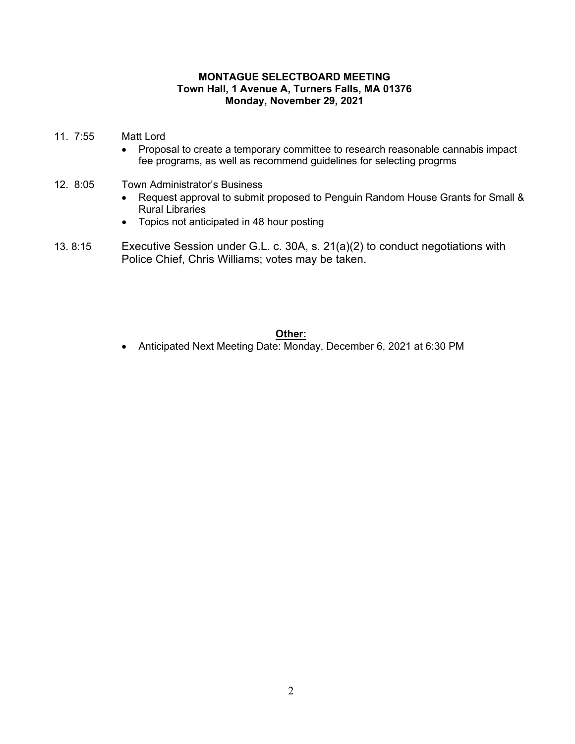**MONTAGUE SELECTBOARD MEETING**
**Town Hall, 1 Avenue A, Turners Falls, MA 01376**
**Monday, November 29, 2021**

11. 7:55 Matt Lord
    - Proposal to create a temporary committee to research reasonable cannabis impact fee programs, as well as recommend guidelines for selecting progrms

12. 8:05 Town Administrator's Business
    - Request approval to submit proposed to Penguin Random House Grants for Small & Rural Libraries
    - Topics not anticipated in 48 hour posting

13. 8:15 Executive Session under G.L. c. 30A, s. 21(a)(2) to conduct negotiations with Police Chief, Chris Williams; votes may be taken.

**Other:**

- Anticipated Next Meeting Date: Monday, December 6, 2021 at 6:30 PM